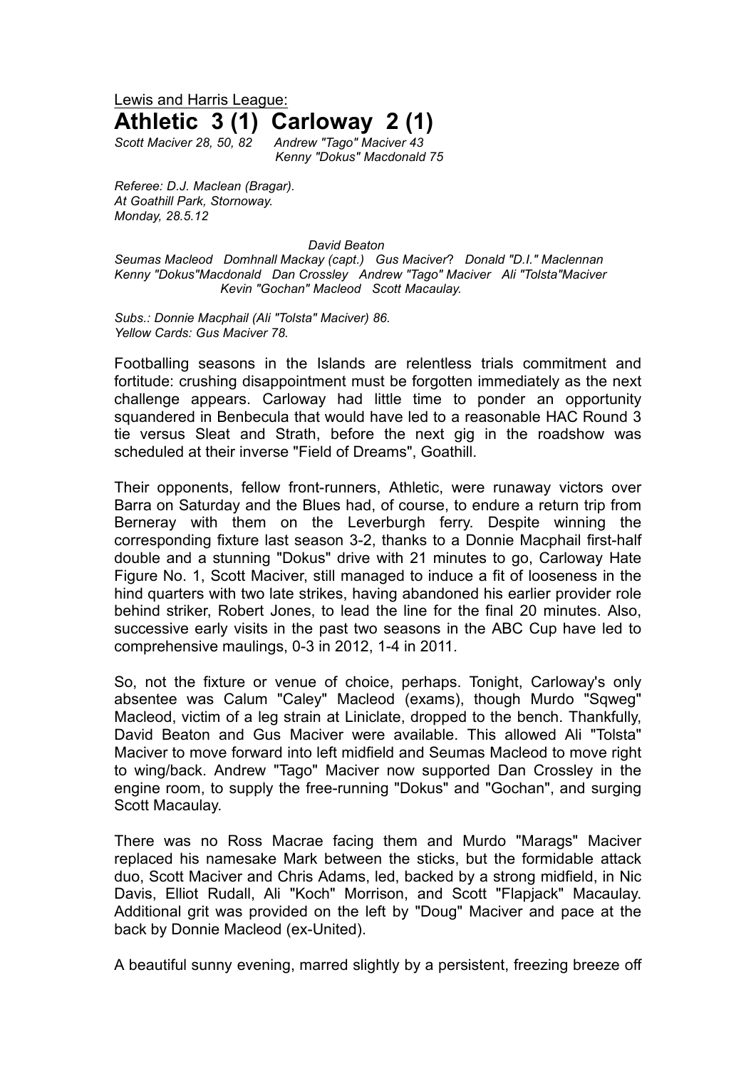Lewis and Harris League:

# Athletic 3 (1) Carloway 2 (1)

*Scott Maciver 28, 50, 82* *Andrew "Tago" Maciver 43*
*Kenny "Dokus" Macdonald 75*

*Referee: D.J. Maclean (Bragar).*
*At Goathill Park, Stornoway.*
*Monday, 28.5.12*

*David Beaton*
*Seumas Macleod Domhnall Mackay (capt.) Gus Maciver? Donald "D.I." Maclennan*
*Kenny "Dokus"Macdonald Dan Crossley Andrew "Tago" Maciver Ali "Tolsta"Maciver*
*Kevin "Gochan" Macleod Scott Macaulay.*

*Subs.: Donnie Macphail (Ali "Tolsta" Maciver) 86.*
*Yellow Cards: Gus Maciver 78.*

Footballing seasons in the Islands are relentless trials commitment and fortitude: crushing disappointment must be forgotten immediately as the next challenge appears. Carloway had little time to ponder an opportunity squandered in Benbecula that would have led to a reasonable HAC Round 3 tie versus Sleat and Strath, before the next gig in the roadshow was scheduled at their inverse "Field of Dreams", Goathill.

Their opponents, fellow front-runners, Athletic, were runaway victors over Barra on Saturday and the Blues had, of course, to endure a return trip from Berneray with them on the Leverburgh ferry. Despite winning the corresponding fixture last season 3-2, thanks to a Donnie Macphail first-half double and a stunning "Dokus" drive with 21 minutes to go, Carloway Hate Figure No. 1, Scott Maciver, still managed to induce a fit of looseness in the hind quarters with two late strikes, having abandoned his earlier provider role behind striker, Robert Jones, to lead the line for the final 20 minutes. Also, successive early visits in the past two seasons in the ABC Cup have led to comprehensive maulings, 0-3 in 2012, 1-4 in 2011.

So, not the fixture or venue of choice, perhaps. Tonight, Carloway's only absentee was Calum "Caley" Macleod (exams), though Murdo "Sqweg" Macleod, victim of a leg strain at Liniclate, dropped to the bench. Thankfully, David Beaton and Gus Maciver were available. This allowed Ali "Tolsta" Maciver to move forward into left midfield and Seumas Macleod to move right to wing/back. Andrew "Tago" Maciver now supported Dan Crossley in the engine room, to supply the free-running "Dokus" and "Gochan", and surging Scott Macaulay.

There was no Ross Macrae facing them and Murdo "Marags" Maciver replaced his namesake Mark between the sticks, but the formidable attack duo, Scott Maciver and Chris Adams, led, backed by a strong midfield, in Nic Davis, Elliot Rudall, Ali "Koch" Morrison, and Scott "Flapjack" Macaulay. Additional grit was provided on the left by "Doug" Maciver and pace at the back by Donnie Macleod (ex-United).

A beautiful sunny evening, marred slightly by a persistent, freezing breeze off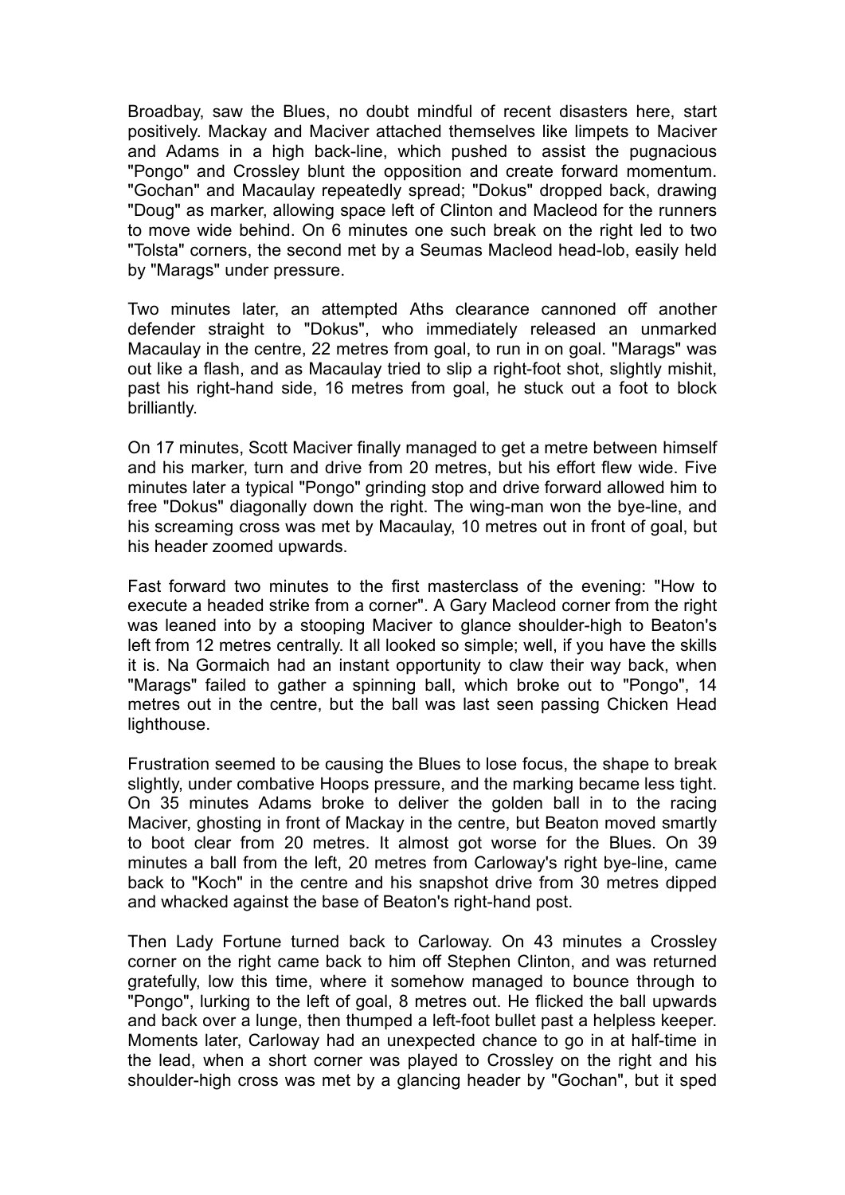Broadbay, saw the Blues, no doubt mindful of recent disasters here, start positively. Mackay and Maciver attached themselves like limpets to Maciver and Adams in a high back-line, which pushed to assist the pugnacious "Pongo" and Crossley blunt the opposition and create forward momentum. "Gochan" and Macaulay repeatedly spread; "Dokus" dropped back, drawing "Doug" as marker, allowing space left of Clinton and Macleod for the runners to move wide behind. On 6 minutes one such break on the right led to two "Tolsta" corners, the second met by a Seumas Macleod head-lob, easily held by "Marags" under pressure.

Two minutes later, an attempted Aths clearance cannoned off another defender straight to "Dokus", who immediately released an unmarked Macaulay in the centre, 22 metres from goal, to run in on goal. "Marags" was out like a flash, and as Macaulay tried to slip a right-foot shot, slightly mishit, past his right-hand side, 16 metres from goal, he stuck out a foot to block brilliantly.

On 17 minutes, Scott Maciver finally managed to get a metre between himself and his marker, turn and drive from 20 metres, but his effort flew wide. Five minutes later a typical "Pongo" grinding stop and drive forward allowed him to free "Dokus" diagonally down the right. The wing-man won the bye-line, and his screaming cross was met by Macaulay, 10 metres out in front of goal, but his header zoomed upwards.

Fast forward two minutes to the first masterclass of the evening: "How to execute a headed strike from a corner". A Gary Macleod corner from the right was leaned into by a stooping Maciver to glance shoulder-high to Beaton's left from 12 metres centrally. It all looked so simple; well, if you have the skills it is. Na Gormaich had an instant opportunity to claw their way back, when "Marags" failed to gather a spinning ball, which broke out to "Pongo", 14 metres out in the centre, but the ball was last seen passing Chicken Head lighthouse.

Frustration seemed to be causing the Blues to lose focus, the shape to break slightly, under combative Hoops pressure, and the marking became less tight. On 35 minutes Adams broke to deliver the golden ball in to the racing Maciver, ghosting in front of Mackay in the centre, but Beaton moved smartly to boot clear from 20 metres. It almost got worse for the Blues. On 39 minutes a ball from the left, 20 metres from Carloway's right bye-line, came back to "Koch" in the centre and his snapshot drive from 30 metres dipped and whacked against the base of Beaton's right-hand post.

Then Lady Fortune turned back to Carloway. On 43 minutes a Crossley corner on the right came back to him off Stephen Clinton, and was returned gratefully, low this time, where it somehow managed to bounce through to "Pongo", lurking to the left of goal, 8 metres out. He flicked the ball upwards and back over a lunge, then thumped a left-foot bullet past a helpless keeper. Moments later, Carloway had an unexpected chance to go in at half-time in the lead, when a short corner was played to Crossley on the right and his shoulder-high cross was met by a glancing header by "Gochan", but it sped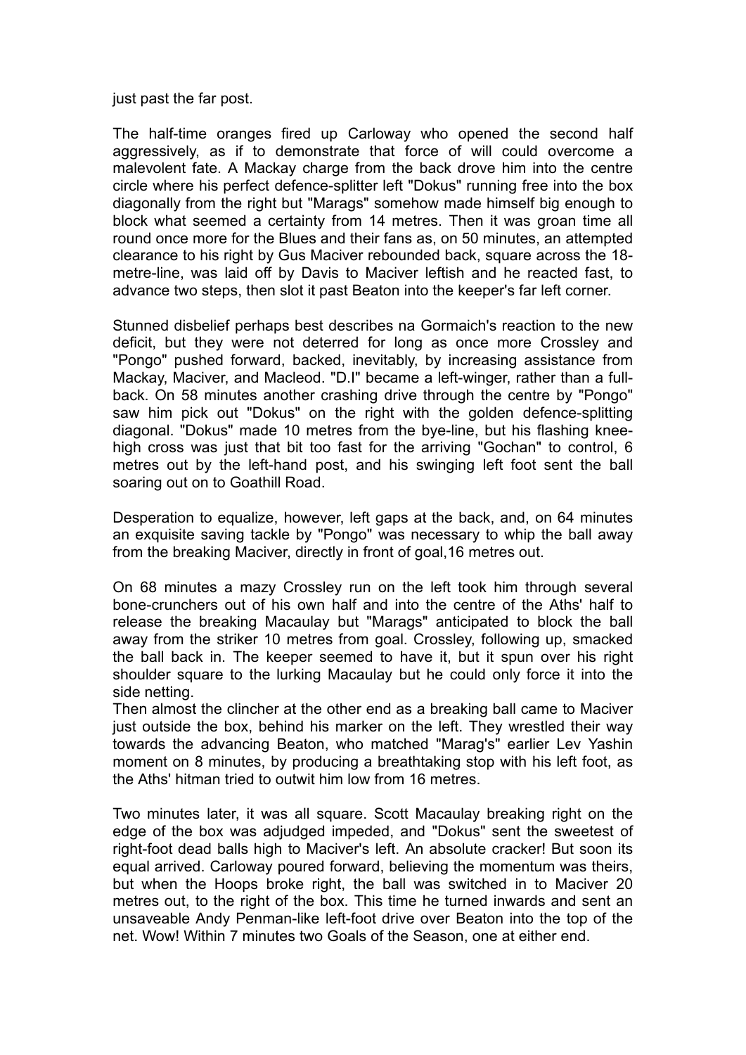just past the far post.

The half-time oranges fired up Carloway who opened the second half aggressively, as if to demonstrate that force of will could overcome a malevolent fate. A Mackay charge from the back drove him into the centre circle where his perfect defence-splitter left "Dokus" running free into the box diagonally from the right but "Marags" somehow made himself big enough to block what seemed a certainty from 14 metres. Then it was groan time all round once more for the Blues and their fans as, on 50 minutes, an attempted clearance to his right by Gus Maciver rebounded back, square across the 18-metre-line, was laid off by Davis to Maciver leftish and he reacted fast, to advance two steps, then slot it past Beaton into the keeper's far left corner.

Stunned disbelief perhaps best describes na Gormaich's reaction to the new deficit, but they were not deterred for long as once more Crossley and "Pongo" pushed forward, backed, inevitably, by increasing assistance from Mackay, Maciver, and Macleod. "D.I" became a left-winger, rather than a full-back. On 58 minutes another crashing drive through the centre by "Pongo" saw him pick out "Dokus" on the right with the golden defence-splitting diagonal. "Dokus" made 10 metres from the bye-line, but his flashing knee-high cross was just that bit too fast for the arriving "Gochan" to control, 6 metres out by the left-hand post, and his swinging left foot sent the ball soaring out on to Goathill Road.

Desperation to equalize, however, left gaps at the back, and, on 64 minutes an exquisite saving tackle by "Pongo" was necessary to whip the ball away from the breaking Maciver, directly in front of goal,16 metres out.

On 68 minutes a mazy Crossley run on the left took him through several bone-crunchers out of his own half and into the centre of the Aths' half to release the breaking Macaulay but "Marags" anticipated to block the ball away from the striker 10 metres from goal. Crossley, following up, smacked the ball back in. The keeper seemed to have it, but it spun over his right shoulder square to the lurking Macaulay but he could only force it into the side netting.
Then almost the clincher at the other end as a breaking ball came to Maciver just outside the box, behind his marker on the left. They wrestled their way towards the advancing Beaton, who matched "Marag's" earlier Lev Yashin moment on 8 minutes, by producing a breathtaking stop with his left foot, as the Aths' hitman tried to outwit him low from 16 metres.

Two minutes later, it was all square. Scott Macaulay breaking right on the edge of the box was adjudged impeded, and "Dokus" sent the sweetest of right-foot dead balls high to Maciver's left. An absolute cracker! But soon its equal arrived. Carloway poured forward, believing the momentum was theirs, but when the Hoops broke right, the ball was switched in to Maciver 20 metres out, to the right of the box. This time he turned inwards and sent an unsaveable Andy Penman-like left-foot drive over Beaton into the top of the net. Wow! Within 7 minutes two Goals of the Season, one at either end.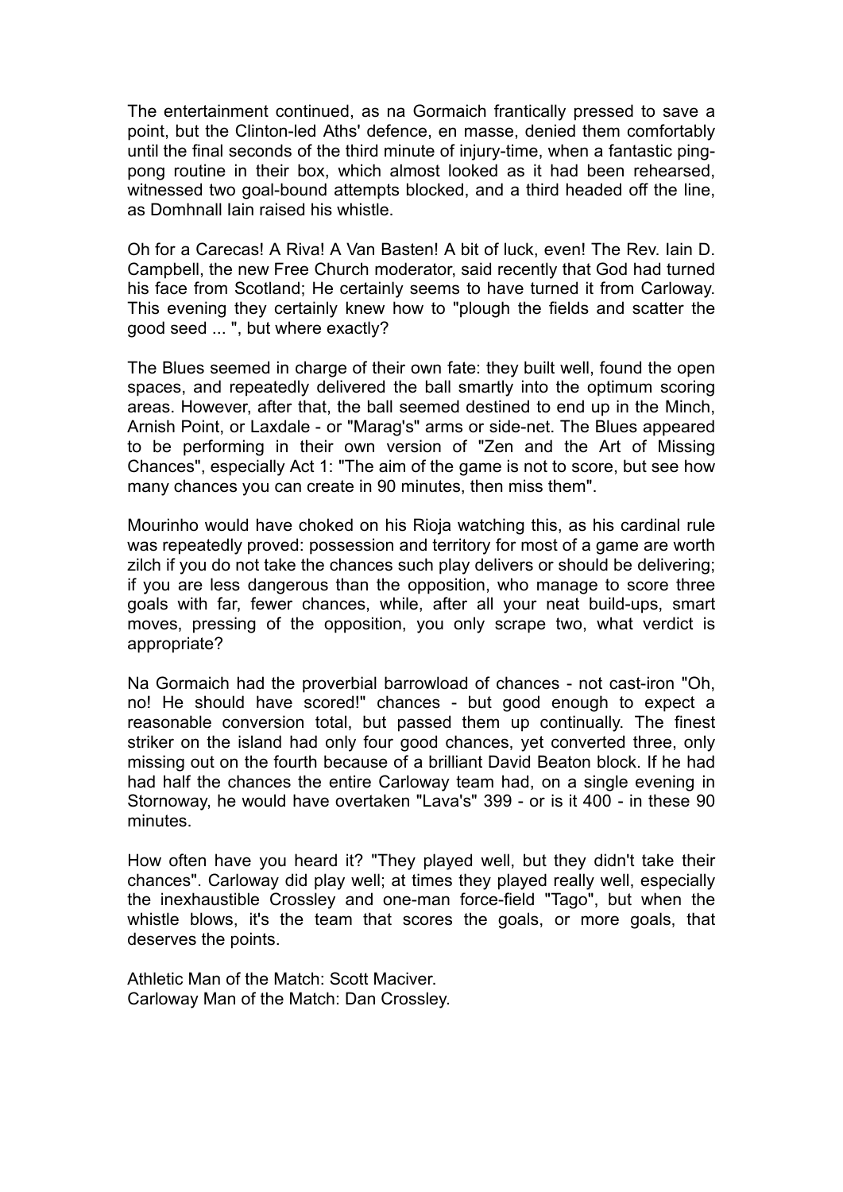The entertainment continued, as na Gormaich frantically pressed to save a point, but the Clinton-led Aths' defence, en masse, denied them comfortably until the final seconds of the third minute of injury-time, when a fantastic ping-pong routine in their box, which almost looked as it had been rehearsed, witnessed two goal-bound attempts blocked, and a third headed off the line, as Domhnall Iain raised his whistle.

Oh for a Carecas! A Riva! A Van Basten! A bit of luck, even! The Rev. Iain D. Campbell, the new Free Church moderator, said recently that God had turned his face from Scotland; He certainly seems to have turned it from Carloway. This evening they certainly knew how to "plough the fields and scatter the good seed ... ", but where exactly?

The Blues seemed in charge of their own fate: they built well, found the open spaces, and repeatedly delivered the ball smartly into the optimum scoring areas. However, after that, the ball seemed destined to end up in the Minch, Arnish Point, or Laxdale - or "Marag's" arms or side-net. The Blues appeared to be performing in their own version of "Zen and the Art of Missing Chances", especially Act 1: "The aim of the game is not to score, but see how many chances you can create in 90 minutes, then miss them".

Mourinho would have choked on his Rioja watching this, as his cardinal rule was repeatedly proved: possession and territory for most of a game are worth zilch if you do not take the chances such play delivers or should be delivering; if you are less dangerous than the opposition, who manage to score three goals with far, fewer chances, while, after all your neat build-ups, smart moves, pressing of the opposition, you only scrape two, what verdict is appropriate?

Na Gormaich had the proverbial barrowload of chances - not cast-iron "Oh, no! He should have scored!" chances - but good enough to expect a reasonable conversion total, but passed them up continually. The finest striker on the island had only four good chances, yet converted three, only missing out on the fourth because of a brilliant David Beaton block. If he had had half the chances the entire Carloway team had, on a single evening in Stornoway, he would have overtaken "Lava's" 399 - or is it 400 - in these 90 minutes.

How often have you heard it? "They played well, but they didn't take their chances". Carloway did play well; at times they played really well, especially the inexhaustible Crossley and one-man force-field "Tago", but when the whistle blows, it's the team that scores the goals, or more goals, that deserves the points.

Athletic Man of the Match: Scott Maciver.
Carloway Man of the Match: Dan Crossley.